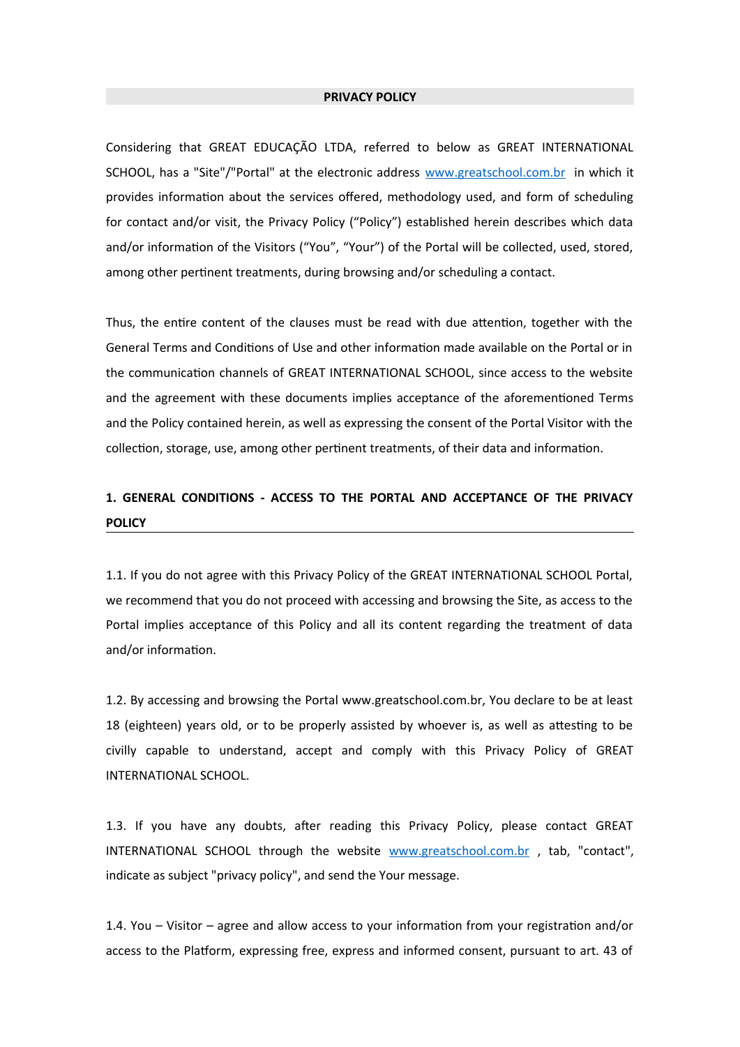# PRIVACY POLICY

Considering that GREAT EDUCAÇÃO LTDA, referred to below as GREAT INTERNATIONAL SCHOOL, has a "Site"/"Portal" at the electronic address [www.greatschool.com.br](www.greatschool.com.br) in which it provides information about the services offered, methodology used, and form of scheduling for contact and/or visit, the Privacy Policy ("Policy") established herein describes which data and/or information of the Visitors ("You", "Your") of the Portal will be collected, used, stored, among other pertinent treatments, during browsing and/or scheduling a contact.

Thus, the entire content of the clauses must be read with due attention, together with the General Terms and Conditions of Use and other information made available on the Portal or in the communication channels of GREAT INTERNATIONAL SCHOOL, since access to the website and the agreement with these documents implies acceptance of the aforementioned Terms and the Policy contained herein, as well as expressing the consent of the Portal Visitor with the collection, storage, use, among other pertinent treatments, of their data and information.

## 1. GENERAL CONDITIONS - ACCESS TO THE PORTAL AND ACCEPTANCE OF THE PRIVACY POLICY

1.1. If you do not agree with this Privacy Policy of the GREAT INTERNATIONAL SCHOOL Portal, we recommend that you do not proceed with accessing and browsing the Site, as access to the Portal implies acceptance of this Policy and all its content regarding the treatment of data and/or information.

1.2. By accessing and browsing the Portal www.greatschool.com.br, You declare to be at least 18 (eighteen) years old, or to be properly assisted by whoever is, as well as attesting to be civilly capable to understand, accept and comply with this Privacy Policy of GREAT INTERNATIONAL SCHOOL.

1.3. If you have any doubts, after reading this Privacy Policy, please contact GREAT INTERNATIONAL SCHOOL through the website [www.greatschool.com.br](www.greatschool.com.br) , tab, "contact", indicate as subject "privacy policy", and send the Your message.

1.4. You – Visitor – agree and allow access to your information from your registration and/or access to the Platform, expressing free, express and informed consent, pursuant to art. 43 of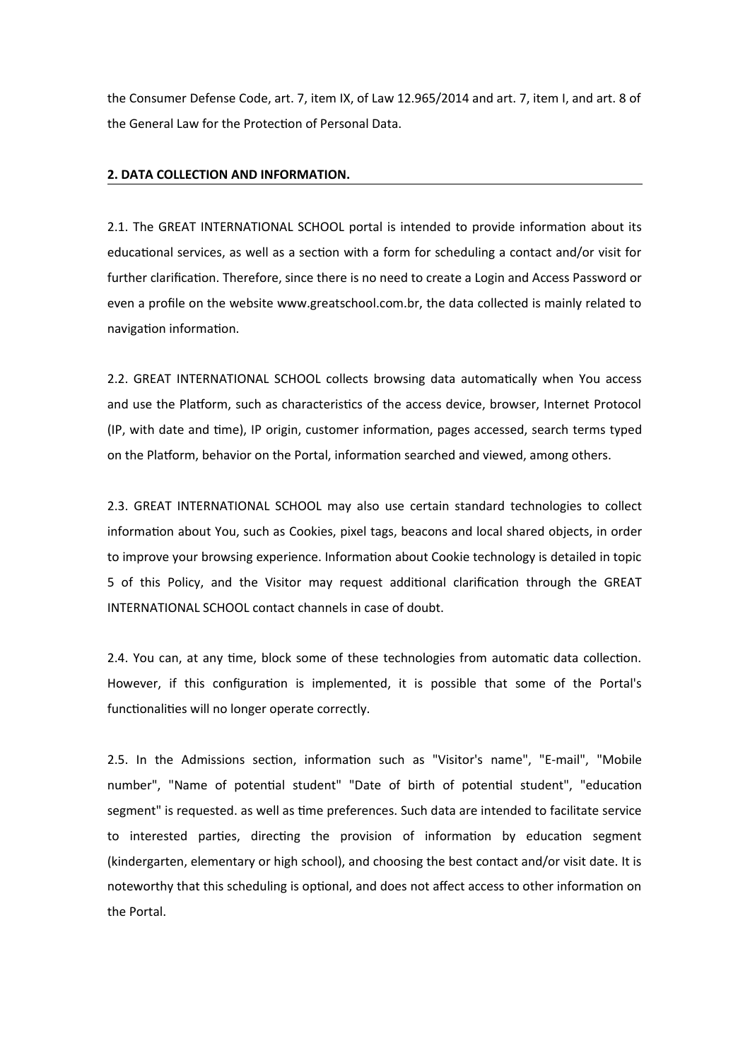the Consumer Defense Code, art. 7, item IX, of Law 12.965/2014 and art. 7, item I, and art. 8 of the General Law for the Protection of Personal Data.

## 2. DATA COLLECTION AND INFORMATION.

2.1. The GREAT INTERNATIONAL SCHOOL portal is intended to provide information about its educational services, as well as a section with a form for scheduling a contact and/or visit for further clarification. Therefore, since there is no need to create a Login and Access Password or even a profile on the website www.greatschool.com.br, the data collected is mainly related to navigation information.

2.2. GREAT INTERNATIONAL SCHOOL collects browsing data automatically when You access and use the Platform, such as characteristics of the access device, browser, Internet Protocol (IP, with date and time), IP origin, customer information, pages accessed, search terms typed on the Platform, behavior on the Portal, information searched and viewed, among others.

2.3. GREAT INTERNATIONAL SCHOOL may also use certain standard technologies to collect information about You, such as Cookies, pixel tags, beacons and local shared objects, in order to improve your browsing experience. Information about Cookie technology is detailed in topic 5 of this Policy, and the Visitor may request additional clarification through the GREAT INTERNATIONAL SCHOOL contact channels in case of doubt.

2.4. You can, at any time, block some of these technologies from automatic data collection. However, if this configuration is implemented, it is possible that some of the Portal's functionalities will no longer operate correctly.

2.5. In the Admissions section, information such as "Visitor's name", "E-mail", "Mobile number", "Name of potential student" "Date of birth of potential student", "education segment" is requested. as well as time preferences. Such data are intended to facilitate service to interested parties, directing the provision of information by education segment (kindergarten, elementary or high school), and choosing the best contact and/or visit date. It is noteworthy that this scheduling is optional, and does not affect access to other information on the Portal.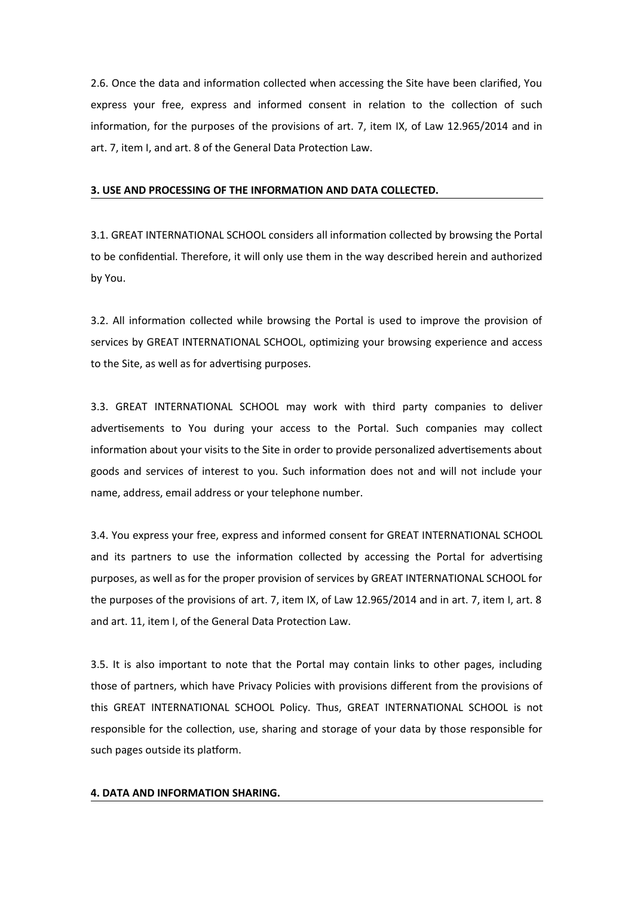2.6. Once the data and information collected when accessing the Site have been clarified, You express your free, express and informed consent in relation to the collection of such information, for the purposes of the provisions of art. 7, item IX, of Law 12.965/2014 and in art. 7, item I, and art. 8 of the General Data Protection Law.

## 3. USE AND PROCESSING OF THE INFORMATION AND DATA COLLECTED.

3.1. GREAT INTERNATIONAL SCHOOL considers all information collected by browsing the Portal to be confidential. Therefore, it will only use them in the way described herein and authorized by You.

3.2. All information collected while browsing the Portal is used to improve the provision of services by GREAT INTERNATIONAL SCHOOL, optimizing your browsing experience and access to the Site, as well as for advertising purposes.

3.3. GREAT INTERNATIONAL SCHOOL may work with third party companies to deliver advertisements to You during your access to the Portal. Such companies may collect information about your visits to the Site in order to provide personalized advertisements about goods and services of interest to you. Such information does not and will not include your name, address, email address or your telephone number.

3.4. You express your free, express and informed consent for GREAT INTERNATIONAL SCHOOL and its partners to use the information collected by accessing the Portal for advertising purposes, as well as for the proper provision of services by GREAT INTERNATIONAL SCHOOL for the purposes of the provisions of art. 7, item IX, of Law 12.965/2014 and in art. 7, item I, art. 8 and art. 11, item I, of the General Data Protection Law.

3.5. It is also important to note that the Portal may contain links to other pages, including those of partners, which have Privacy Policies with provisions different from the provisions of this GREAT INTERNATIONAL SCHOOL Policy. Thus, GREAT INTERNATIONAL SCHOOL is not responsible for the collection, use, sharing and storage of your data by those responsible for such pages outside its platform.

## 4. DATA AND INFORMATION SHARING.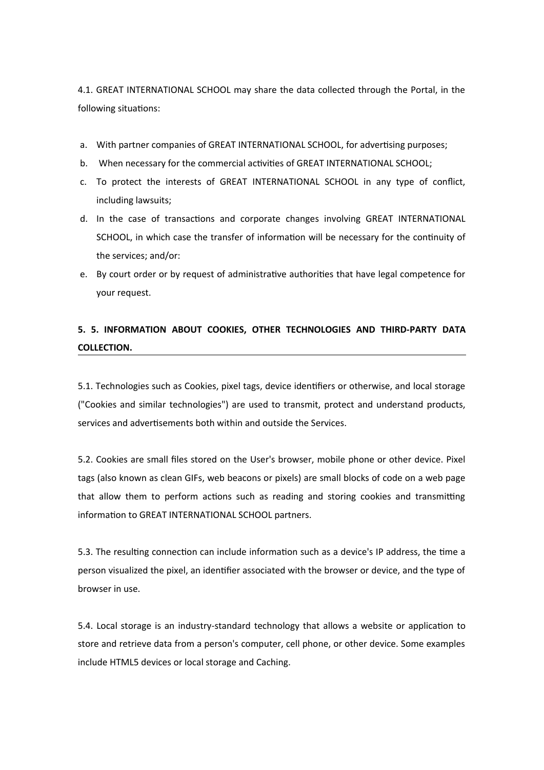4.1. GREAT INTERNATIONAL SCHOOL may share the data collected through the Portal, in the following situations:

a. With partner companies of GREAT INTERNATIONAL SCHOOL, for advertising purposes;
b. When necessary for the commercial activities of GREAT INTERNATIONAL SCHOOL;
c. To protect the interests of GREAT INTERNATIONAL SCHOOL in any type of conflict, including lawsuits;
d. In the case of transactions and corporate changes involving GREAT INTERNATIONAL SCHOOL, in which case the transfer of information will be necessary for the continuity of the services; and/or:
e. By court order or by request of administrative authorities that have legal competence for your request.

## 5. 5. INFORMATION ABOUT COOKIES, OTHER TECHNOLOGIES AND THIRD-PARTY DATA COLLECTION.

5.1. Technologies such as Cookies, pixel tags, device identifiers or otherwise, and local storage ("Cookies and similar technologies") are used to transmit, protect and understand products, services and advertisements both within and outside the Services.

5.2. Cookies are small files stored on the User's browser, mobile phone or other device. Pixel tags (also known as clean GIFs, web beacons or pixels) are small blocks of code on a web page that allow them to perform actions such as reading and storing cookies and transmitting information to GREAT INTERNATIONAL SCHOOL partners.

5.3. The resulting connection can include information such as a device's IP address, the time a person visualized the pixel, an identifier associated with the browser or device, and the type of browser in use.

5.4. Local storage is an industry-standard technology that allows a website or application to store and retrieve data from a person's computer, cell phone, or other device. Some examples include HTML5 devices or local storage and Caching.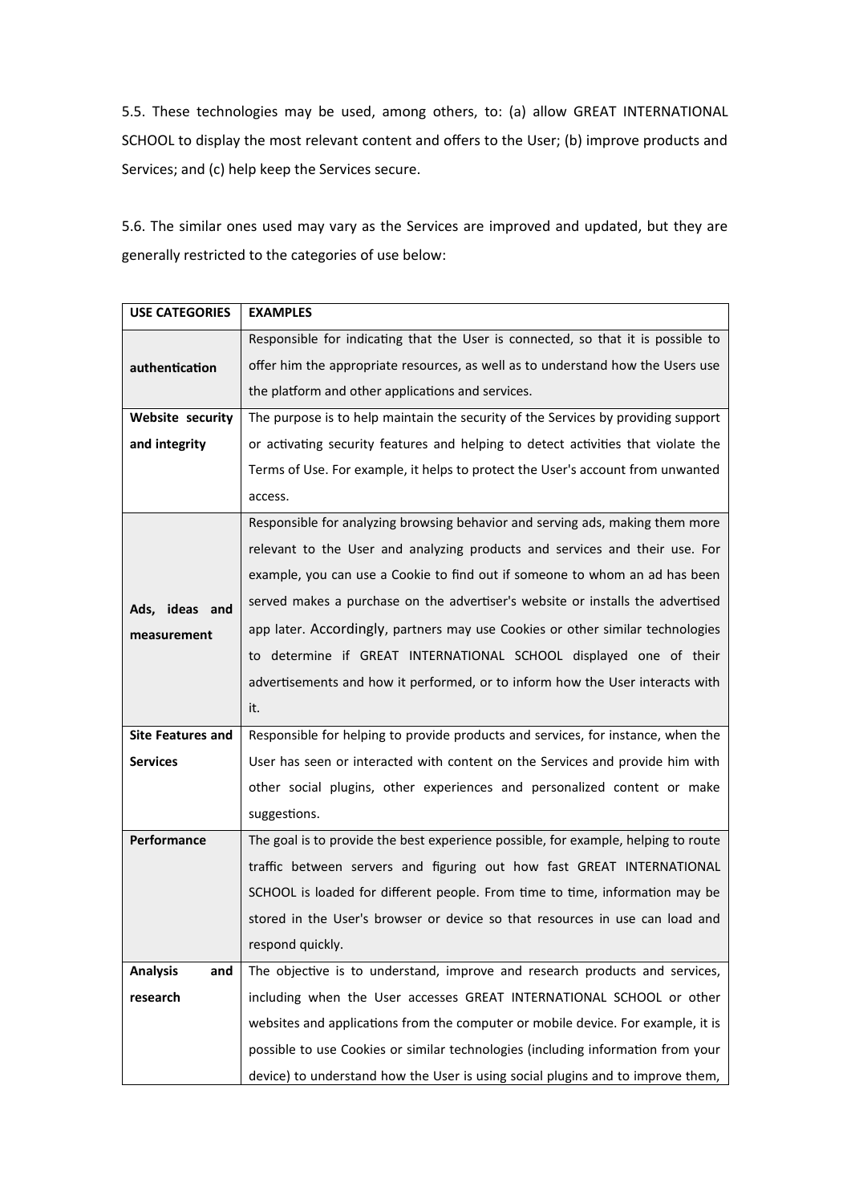5.5. These technologies may be used, among others, to: (a) allow GREAT INTERNATIONAL SCHOOL to display the most relevant content and offers to the User; (b) improve products and Services; and (c) help keep the Services secure.

5.6. The similar ones used may vary as the Services are improved and updated, but they are generally restricted to the categories of use below:

| USE CATEGORIES | EXAMPLES |
|---|---|
| **authentication** | Responsible for indicating that the User is connected, so that it is possible to offer him the appropriate resources, as well as to understand how the Users use the platform and other applications and services. |
| **Website security and integrity** | The purpose is to help maintain the security of the Services by providing support or activating security features and helping to detect activities that violate the Terms of Use. For example, it helps to protect the User's account from unwanted access. |
| **Ads, ideas and measurement** | Responsible for analyzing browsing behavior and serving ads, making them more relevant to the User and analyzing products and services and their use. For example, you can use a Cookie to find out if someone to whom an ad has been served makes a purchase on the advertiser's website or installs the advertised app later. Accordingly, partners may use Cookies or other similar technologies to determine if GREAT INTERNATIONAL SCHOOL displayed one of their advertisements and how it performed, or to inform how the User interacts with it. |
| **Site Features and Services** | Responsible for helping to provide products and services, for instance, when the User has seen or interacted with content on the Services and provide him with other social plugins, other experiences and personalized content or make suggestions. |
| **Performance** | The goal is to provide the best experience possible, for example, helping to route traffic between servers and figuring out how fast GREAT INTERNATIONAL SCHOOL is loaded for different people. From time to time, information may be stored in the User's browser or device so that resources in use can load and respond quickly. |
| **Analysis and research** | The objective is to understand, improve and research products and services, including when the User accesses GREAT INTERNATIONAL SCHOOL or other websites and applications from the computer or mobile device. For example, it is possible to use Cookies or similar technologies (including information from your device) to understand how the User is using social plugins and to improve them, |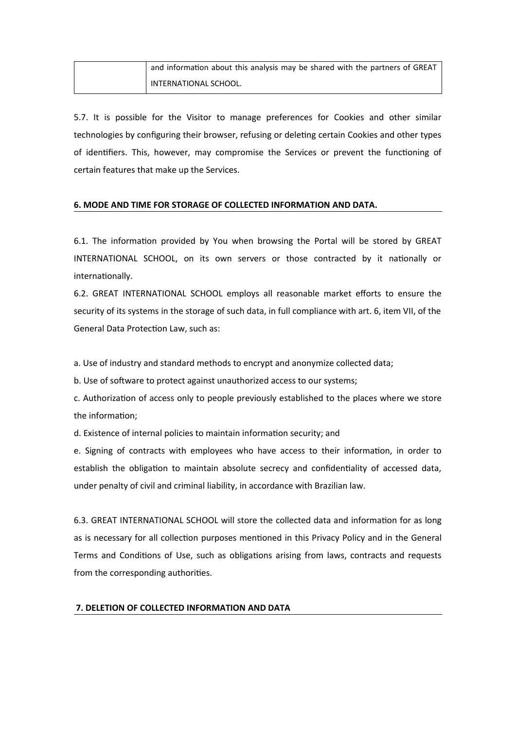| | and information about this analysis may be shared with the partners of GREAT INTERNATIONAL SCHOOL. |
|---|---|

5.7. It is possible for the Visitor to manage preferences for Cookies and other similar technologies by configuring their browser, refusing or deleting certain Cookies and other types of identifiers. This, however, may compromise the Services or prevent the functioning of certain features that make up the Services.

## 6. MODE AND TIME FOR STORAGE OF COLLECTED INFORMATION AND DATA.

6.1. The information provided by You when browsing the Portal will be stored by GREAT INTERNATIONAL SCHOOL, on its own servers or those contracted by it nationally or internationally.

6.2. GREAT INTERNATIONAL SCHOOL employs all reasonable market efforts to ensure the security of its systems in the storage of such data, in full compliance with art. 6, item VII, of the General Data Protection Law, such as:

a. Use of industry and standard methods to encrypt and anonymize collected data;

b. Use of software to protect against unauthorized access to our systems;

c. Authorization of access only to people previously established to the places where we store the information;

d. Existence of internal policies to maintain information security; and

e. Signing of contracts with employees who have access to their information, in order to establish the obligation to maintain absolute secrecy and confidentiality of accessed data, under penalty of civil and criminal liability, in accordance with Brazilian law.

6.3. GREAT INTERNATIONAL SCHOOL will store the collected data and information for as long as is necessary for all collection purposes mentioned in this Privacy Policy and in the General Terms and Conditions of Use, such as obligations arising from laws, contracts and requests from the corresponding authorities.

## 7. DELETION OF COLLECTED INFORMATION AND DATA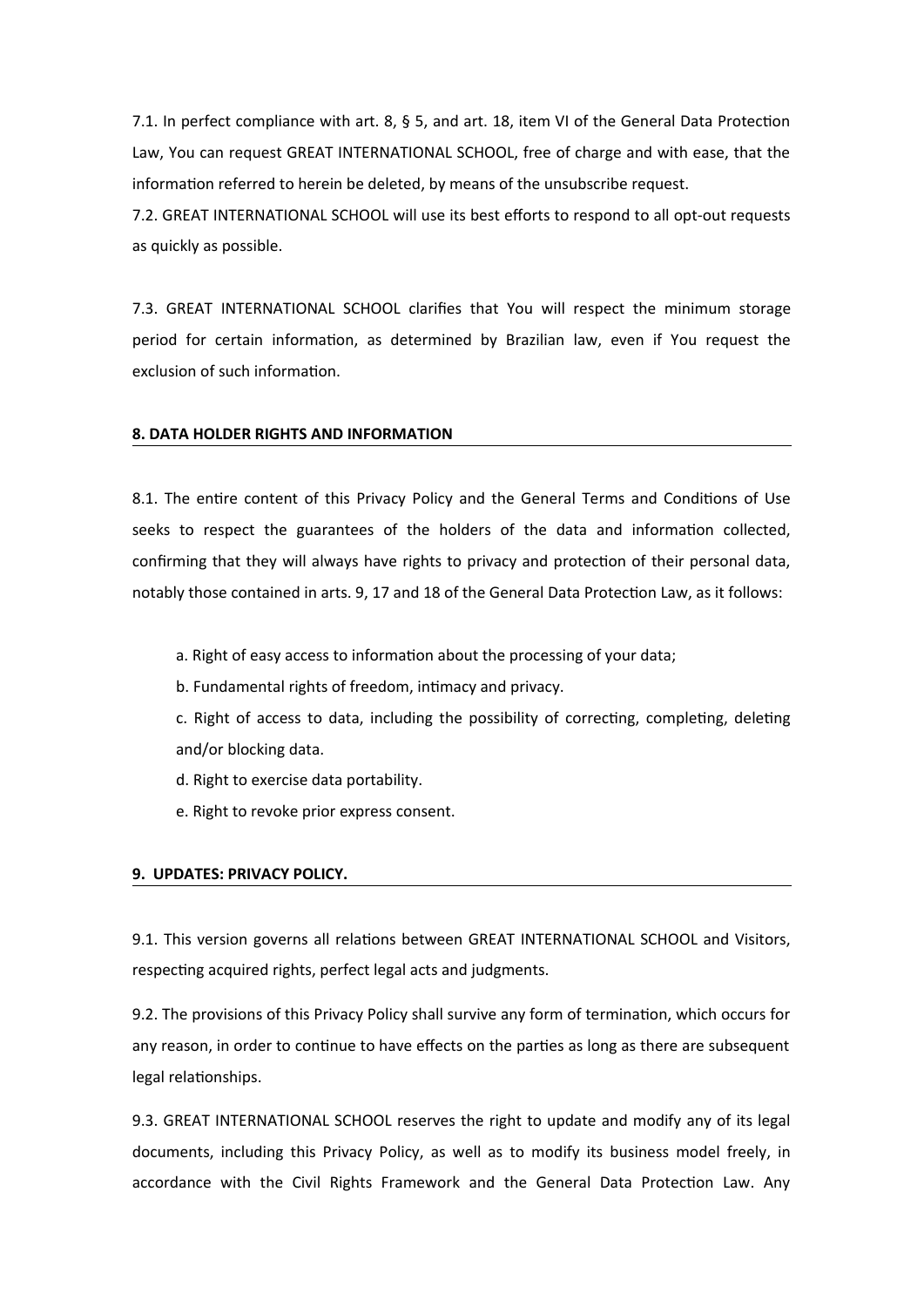7.1. In perfect compliance with art. 8, § 5, and art. 18, item VI of the General Data Protection Law, You can request GREAT INTERNATIONAL SCHOOL, free of charge and with ease, that the information referred to herein be deleted, by means of the unsubscribe request.

7.2. GREAT INTERNATIONAL SCHOOL will use its best efforts to respond to all opt-out requests as quickly as possible.

7.3. GREAT INTERNATIONAL SCHOOL clarifies that You will respect the minimum storage period for certain information, as determined by Brazilian law, even if You request the exclusion of such information.

## 8. DATA HOLDER RIGHTS AND INFORMATION

8.1. The entire content of this Privacy Policy and the General Terms and Conditions of Use seeks to respect the guarantees of the holders of the data and information collected, confirming that they will always have rights to privacy and protection of their personal data, notably those contained in arts. 9, 17 and 18 of the General Data Protection Law, as it follows:

a. Right of easy access to information about the processing of your data;

b. Fundamental rights of freedom, intimacy and privacy.

c. Right of access to data, including the possibility of correcting, completing, deleting and/or blocking data.

d. Right to exercise data portability.

e. Right to revoke prior express consent.

## 9. UPDATES: PRIVACY POLICY.

9.1. This version governs all relations between GREAT INTERNATIONAL SCHOOL and Visitors, respecting acquired rights, perfect legal acts and judgments.

9.2. The provisions of this Privacy Policy shall survive any form of termination, which occurs for any reason, in order to continue to have effects on the parties as long as there are subsequent legal relationships.

9.3. GREAT INTERNATIONAL SCHOOL reserves the right to update and modify any of its legal documents, including this Privacy Policy, as well as to modify its business model freely, in accordance with the Civil Rights Framework and the General Data Protection Law. Any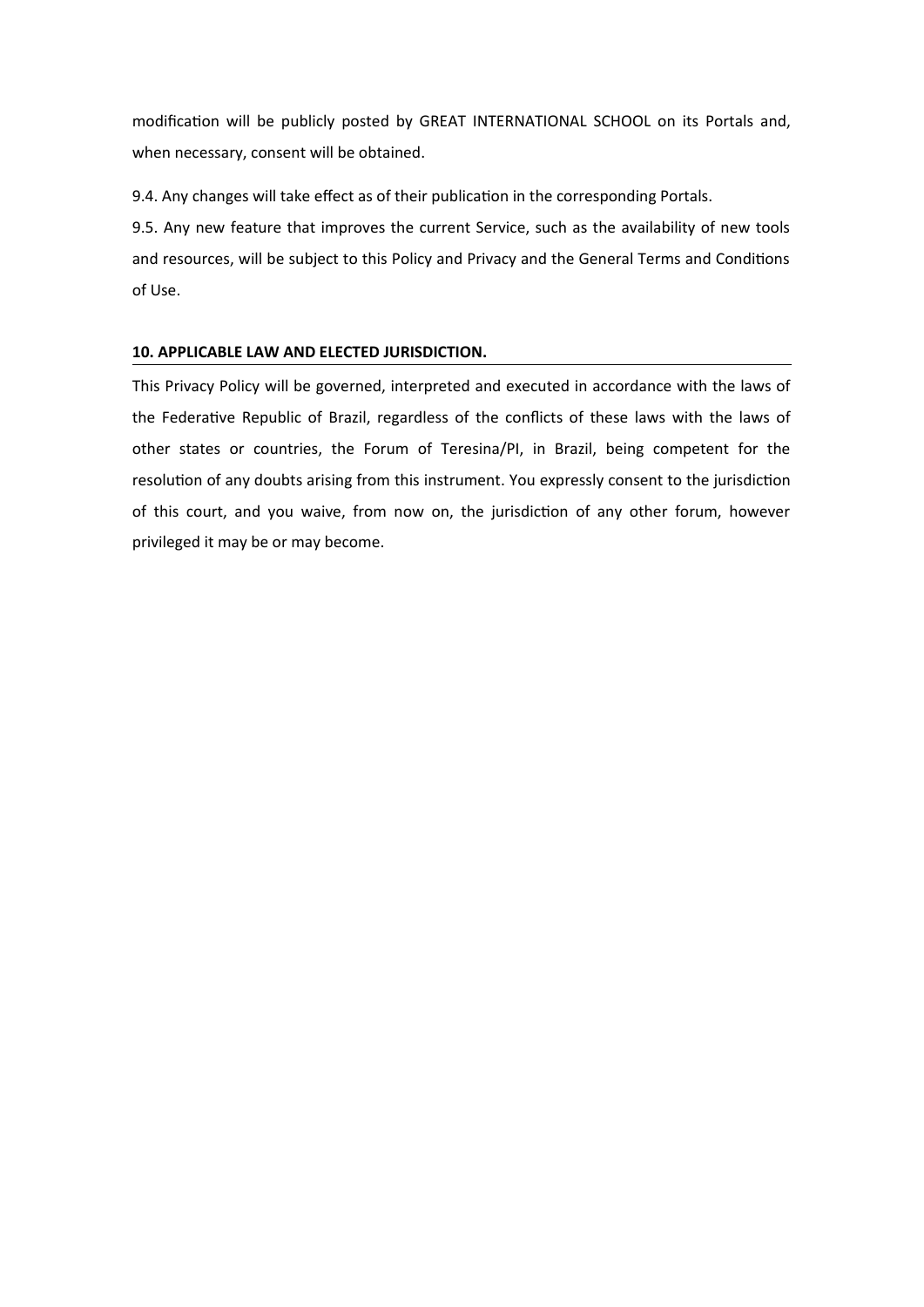modification will be publicly posted by GREAT INTERNATIONAL SCHOOL on its Portals and, when necessary, consent will be obtained.

9.4. Any changes will take effect as of their publication in the corresponding Portals.

9.5. Any new feature that improves the current Service, such as the availability of new tools and resources, will be subject to this Policy and Privacy and the General Terms and Conditions of Use.

## 10. APPLICABLE LAW AND ELECTED JURISDICTION.

This Privacy Policy will be governed, interpreted and executed in accordance with the laws of the Federative Republic of Brazil, regardless of the conflicts of these laws with the laws of other states or countries, the Forum of Teresina/PI, in Brazil, being competent for the resolution of any doubts arising from this instrument. You expressly consent to the jurisdiction of this court, and you waive, from now on, the jurisdiction of any other forum, however privileged it may be or may become.